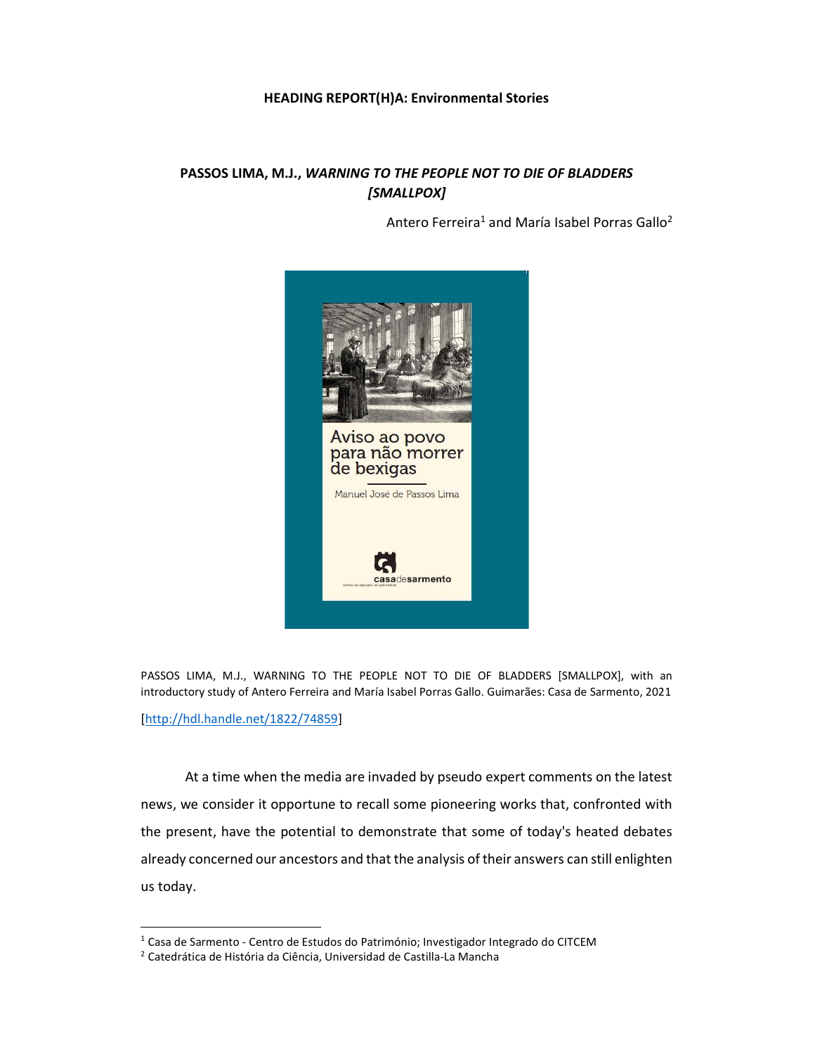**HEADING REPORT(H)A: Environmental Stories**

## PASSOS LIMA, M.J., *WARNING TO THE PEOPLE NOT TO DIE OF BLADDERS [SMALLPOX]*

Antero Ferreira[1] and María Isabel Porras Gallo[2]

PASSOS LIMA, M.J., WARNING TO THE PEOPLE NOT TO DIE OF BLADDERS [SMALLPOX], with an introductory study of Antero Ferreira and María Isabel Porras Gallo. Guimarães: Casa de Sarmento, 2021

[http://hdl.handle.net/1822/74859]

At a time when the media are invaded by pseudo expert comments on the latest news, we consider it opportune to recall some pioneering works that, confronted with the present, have the potential to demonstrate that some of today's heated debates already concerned our ancestors and that the analysis of their answers can still enlighten us today.

---

[1] Casa de Sarmento - Centro de Estudos do Património; Investigador Integrado do CITCEM

[2] Catedrática de História da Ciência, Universidad de Castilla-La Mancha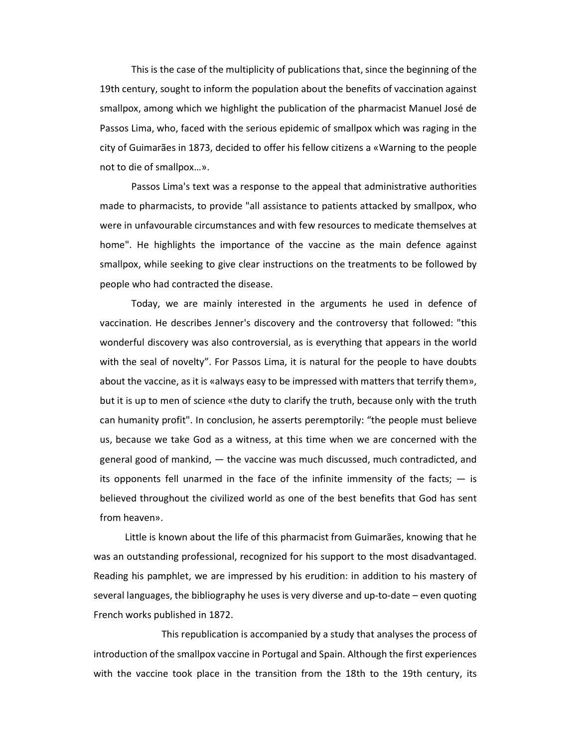This is the case of the multiplicity of publications that, since the beginning of the 19th century, sought to inform the population about the benefits of vaccination against smallpox, among which we highlight the publication of the pharmacist Manuel José de Passos Lima, who, faced with the serious epidemic of smallpox which was raging in the city of Guimarães in 1873, decided to offer his fellow citizens a «Warning to the people not to die of smallpox…».

Passos Lima's text was a response to the appeal that administrative authorities made to pharmacists, to provide "all assistance to patients attacked by smallpox, who were in unfavourable circumstances and with few resources to medicate themselves at home". He highlights the importance of the vaccine as the main defence against smallpox, while seeking to give clear instructions on the treatments to be followed by people who had contracted the disease.

Today, we are mainly interested in the arguments he used in defence of vaccination. He describes Jenner's discovery and the controversy that followed: "this wonderful discovery was also controversial, as is everything that appears in the world with the seal of novelty". For Passos Lima, it is natural for the people to have doubts about the vaccine, as it is «always easy to be impressed with matters that terrify them», but it is up to men of science «the duty to clarify the truth, because only with the truth can humanity profit". In conclusion, he asserts peremptorily: "the people must believe us, because we take God as a witness, at this time when we are concerned with the general good of mankind, — the vaccine was much discussed, much contradicted, and its opponents fell unarmed in the face of the infinite immensity of the facts; — is believed throughout the civilized world as one of the best benefits that God has sent from heaven».

Little is known about the life of this pharmacist from Guimarães, knowing that he was an outstanding professional, recognized for his support to the most disadvantaged. Reading his pamphlet, we are impressed by his erudition: in addition to his mastery of several languages, the bibliography he uses is very diverse and up-to-date – even quoting French works published in 1872.

This republication is accompanied by a study that analyses the process of introduction of the smallpox vaccine in Portugal and Spain. Although the first experiences with the vaccine took place in the transition from the 18th to the 19th century, its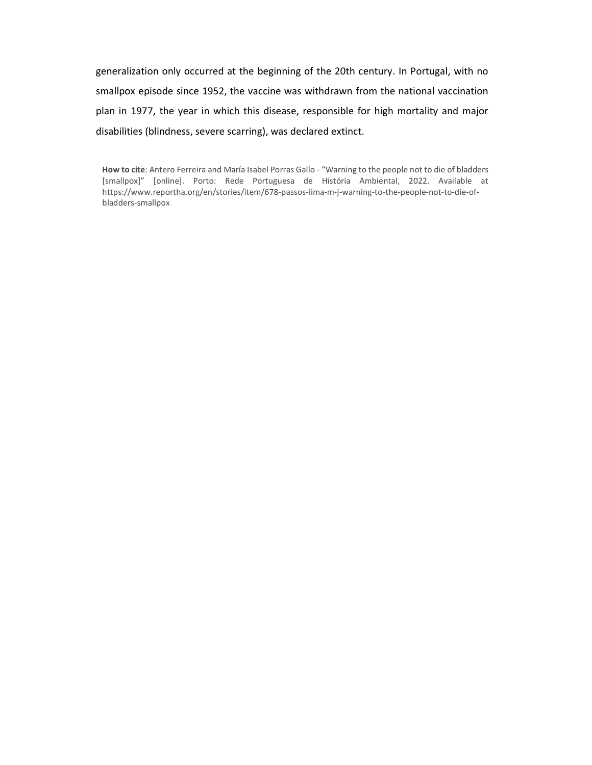generalization only occurred at the beginning of the 20th century. In Portugal, with no smallpox episode since 1952, the vaccine was withdrawn from the national vaccination plan in 1977, the year in which this disease, responsible for high mortality and major disabilities (blindness, severe scarring), was declared extinct.

**How to cite**: Antero Ferreira and María Isabel Porras Gallo - "Warning to the people not to die of bladders [smallpox]" [online]. Porto: Rede Portuguesa de História Ambiental, 2022. Available at https://www.reportha.org/en/stories/item/678-passos-lima-m-j-warning-to-the-people-not-to-die-of-bladders-smallpox